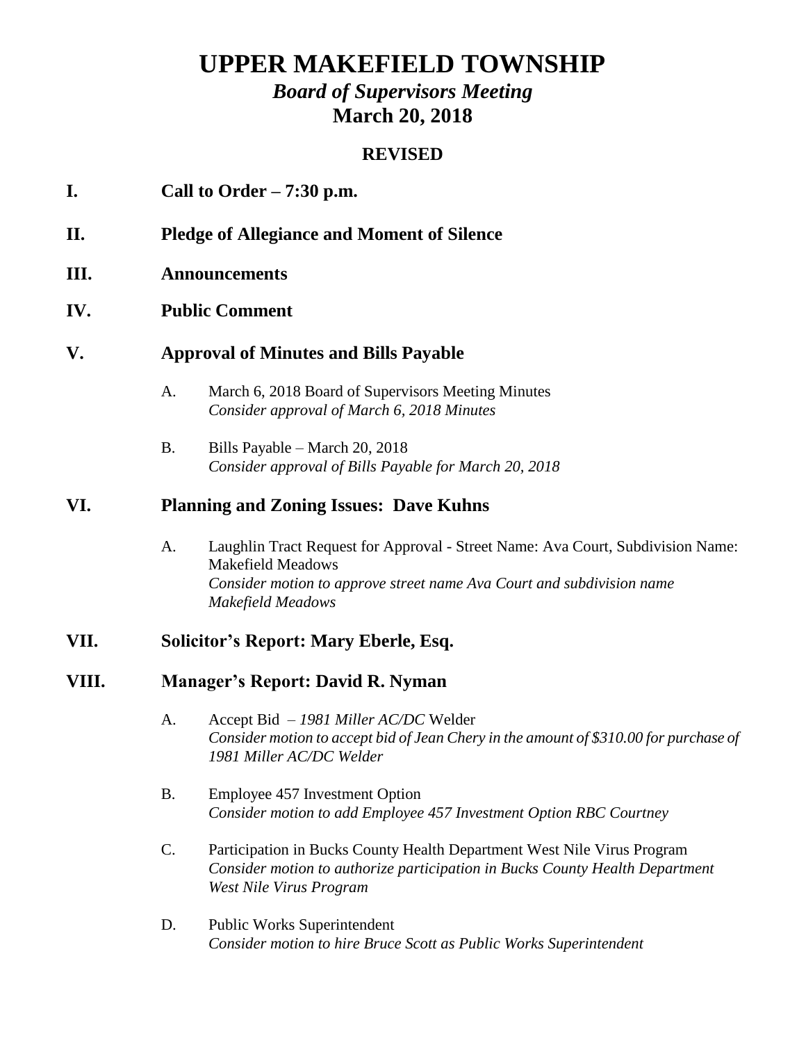# UPPER MAKEFIELD TOWNSHIP

## *Board of Supervisors Meeting*

## March 20, 2018

**REVISED**

**I. Call to Order – 7:30 p.m.**

**II. Pledge of Allegiance and Moment of Silence**

**III. Announcements**

**IV. Public Comment**

**V. Approval of Minutes and Bills Payable**

A. March 6, 2018 Board of Supervisors Meeting Minutes
*Consider approval of March 6, 2018 Minutes*

B. Bills Payable – March 20, 2018
*Consider approval of Bills Payable for March 20, 2018*

**VI. Planning and Zoning Issues: Dave Kuhns**

A. Laughlin Tract Request for Approval - Street Name: Ava Court, Subdivision Name: Makefield Meadows
*Consider motion to approve street name Ava Court and subdivision name Makefield Meadows*

**VII. Solicitor's Report: Mary Eberle, Esq.**

**VIII. Manager's Report: David R. Nyman**

A. Accept Bid – *1981 Miller AC/DC* Welder
*Consider motion to accept bid of Jean Chery in the amount of $310.00 for purchase of 1981 Miller AC/DC Welder*

B. Employee 457 Investment Option
*Consider motion to add Employee 457 Investment Option RBC Courtney*

C. Participation in Bucks County Health Department West Nile Virus Program
*Consider motion to authorize participation in Bucks County Health Department West Nile Virus Program*

D. Public Works Superintendent
*Consider motion to hire Bruce Scott as Public Works Superintendent*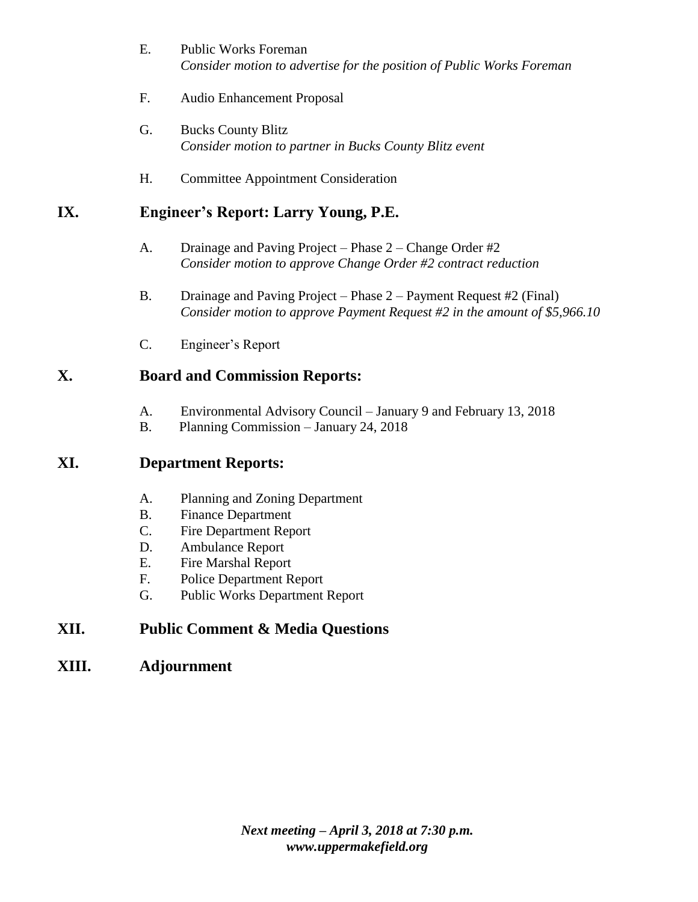E. Public Works Foreman
*Consider motion to advertise for the position of Public Works Foreman*

F. Audio Enhancement Proposal

G. Bucks County Blitz
*Consider motion to partner in Bucks County Blitz event*

H. Committee Appointment Consideration

## IX. Engineer's Report: Larry Young, P.E.

A. Drainage and Paving Project – Phase 2 – Change Order #2
*Consider motion to approve Change Order #2 contract reduction*

B. Drainage and Paving Project – Phase 2 – Payment Request #2 (Final)
*Consider motion to approve Payment Request #2 in the amount of $5,966.10*

C. Engineer's Report

## X. Board and Commission Reports:

A. Environmental Advisory Council – January 9 and February 13, 2018
B. Planning Commission – January 24, 2018

## XI. Department Reports:

A. Planning and Zoning Department
B. Finance Department
C. Fire Department Report
D. Ambulance Report
E. Fire Marshal Report
F. Police Department Report
G. Public Works Department Report

## XII. Public Comment & Media Questions

## XIII. Adjournment

***Next meeting – April 3, 2018 at 7:30 p.m.***
***www.uppermakefield.org***